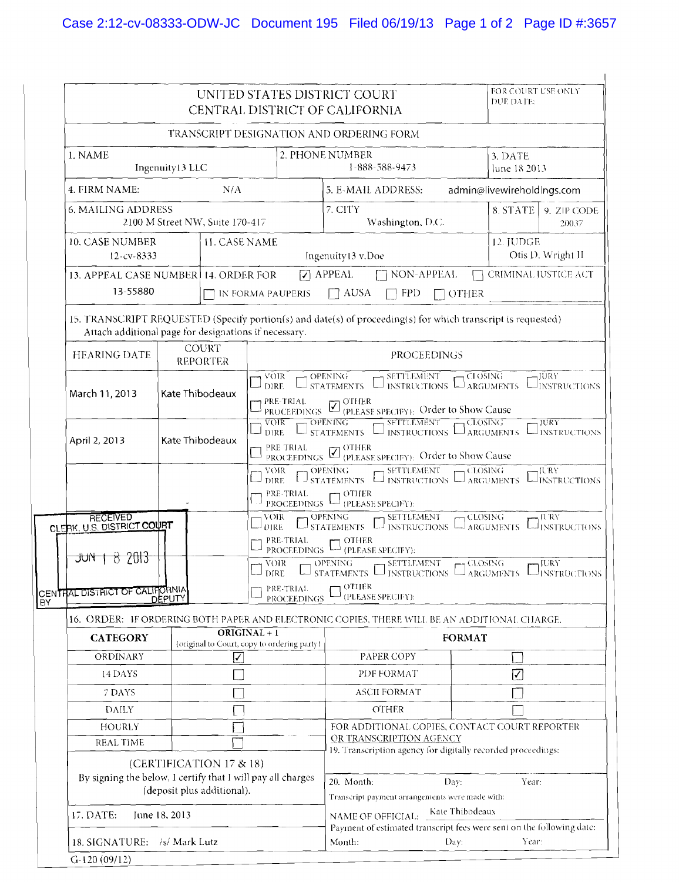# UNITED STATES DISTRICT COURT
# CENTRAL DISTRICT OF CALIFORNIA

FOR COURT USE ONLY
DUE DATE:

## TRANSCRIPT DESIGNATION AND ORDERING FORM

| 1. NAME | 2. PHONE NUMBER | 3. DATE |
|---|---|---|
| Ingenuity13 LLC | 1-888-588-9473 | June 18 2013 |

| 4. FIRM NAME: | 5. E-MAIL ADDRESS: |
|---|---|
| N/A | admin@livewireholdings.com |

| 6. MAILING ADDRESS | 7. CITY | 8. STATE | 9. ZIP CODE |
|---|---|---|---|
| 2100 M Street NW, Suite 170-417 | Washington, D.C. | | 20037 |

| 10. CASE NUMBER | 11. CASE NAME | 12. JUDGE |
|---|---|---|
| 12-cv-8333 | Ingenuity13 v.Doe | Otis D. Wright II |

| 13. APPEAL CASE NUMBER | 14. ORDER FOR |
|---|---|
| 13-55880 | ☑ APPEAL ☐ NON-APPEAL ☐ CRIMINAL JUSTICE ACT ☐ IN FORMA PAUPERIS ☐ AUSA ☐ FPD ☐ OTHER |

15. TRANSCRIPT REQUESTED (Specify portion(s) and date(s) of proceeding(s) for which transcript is requested) Attach additional page for designations if necessary.

| HEARING DATE | COURT REPORTER | PROCEEDINGS |
|---|---|---|
| March 11, 2013 | Kate Thibodeaux | ☐ VOIR DIRE ☐ OPENING STATEMENTS ☐ SETTLEMENT INSTRUCTIONS ☐ CLOSING ARGUMENTS ☐ JURY INSTRUCTIONS ☐ PRE-TRIAL PROCEEDINGS ☑ OTHER (PLEASE SPECIFY): Order to Show Cause |
| April 2, 2013 | Kate Thibodeaux | ☐ VOIR DIRE ☐ OPENING STATEMENTS ☐ SETTLEMENT INSTRUCTIONS ☐ CLOSING ARGUMENTS ☐ JURY INSTRUCTIONS ☐ PRE-TRIAL PROCEEDINGS ☑ OTHER (PLEASE SPECIFY): Order to Show Cause |
| | | ☐ VOIR DIRE ☐ OPENING STATEMENTS ☐ SETTLEMENT INSTRUCTIONS ☐ CLOSING ARGUMENTS ☐ JURY INSTRUCTIONS ☐ PRE-TRIAL PROCEEDINGS ☐ OTHER (PLEASE SPECIFY): |
| | | ☐ VOIR DIRE ☐ OPENING STATEMENTS ☐ SETTLEMENT INSTRUCTIONS ☐ CLOSING ARGUMENTS ☐ JURY INSTRUCTIONS ☐ PRE-TRIAL PROCEEDINGS ☐ OTHER (PLEASE SPECIFY): |
| | | ☐ VOIR DIRE ☐ OPENING STATEMENTS ☐ SETTLEMENT INSTRUCTIONS ☐ CLOSING ARGUMENTS ☐ JURY INSTRUCTIONS ☐ PRE-TRIAL PROCEEDINGS ☐ OTHER (PLEASE SPECIFY): |

RECEIVED
CLERK, U.S. DISTRICT COURT
JUN 18 2013
CENTRAL DISTRICT OF CALIFORNIA
BY DEPUTY

16. ORDER: IF ORDERING BOTH PAPER AND ELECTRONIC COPIES, THERE WILL BE AN ADDITIONAL CHARGE.

| CATEGORY | ORIGINAL + 1 (original to Court, copy to ordering party) | FORMAT | |
|---|---|---|---|
| ORDINARY | ☑ | PAPER COPY | ☐ |
| 14 DAYS | ☐ | PDF FORMAT | ☑ |
| 7 DAYS | ☐ | ASCII FORMAT | ☐ |
| DAILY | ☐ | OTHER | ☐ |
| HOURLY | ☐ | FOR ADDITIONAL COPIES, CONTACT COURT REPORTER OR TRANSCRIPTION AGENCY | |
| REAL TIME | ☐ | 19. Transcription agency for digitally recorded proceedings: | |

(CERTIFICATION 17 & 18)
By signing the below, I certify that I will pay all charges (deposit plus additional).

17. DATE: June 18, 2013

18. SIGNATURE: /s/ Mark Lutz

20. Month: Day: Year:

Transcript payment arrangements were made with:

NAME OF OFFICIAL: Kate Thibodeaux

Payment of estimated transcript fees were sent on the following date:

Month: Day: Year:

G-120 (09/12)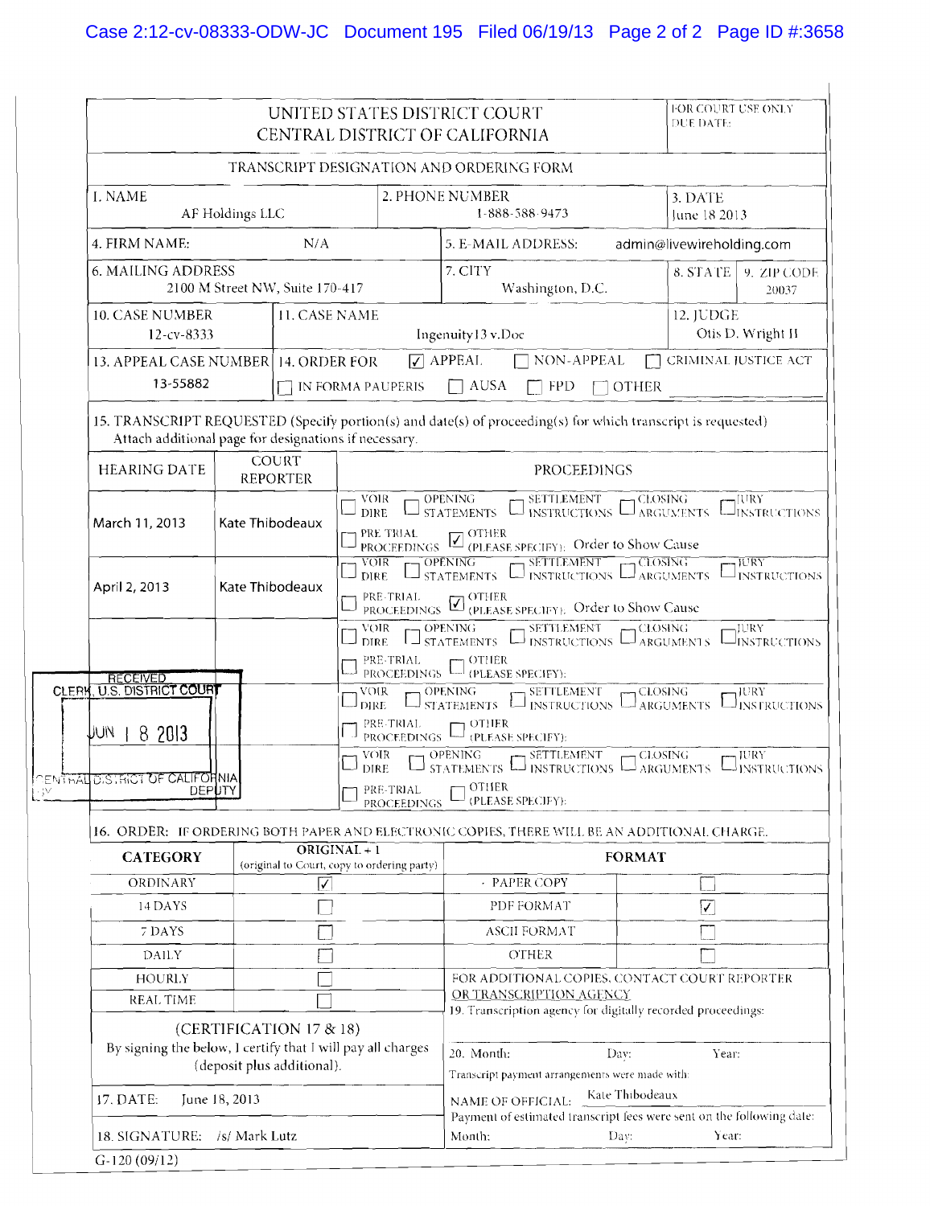UNITED STATES DISTRICT COURT
CENTRAL DISTRICT OF CALIFORNIA

FOR COURT USE ONLY
DUE DATE:

TRANSCRIPT DESIGNATION AND ORDERING FORM

| | | |
|---|---|---|
| 1. NAME: AF Holdings LLC | 2. PHONE NUMBER: 1-888-588-9473 | 3. DATE: June 18 2013 |
| 4. FIRM NAME: N/A | 5. E-MAIL ADDRESS: admin@livewireholding.com | |
| 6. MAILING ADDRESS: 2100 M Street NW, Suite 170-417 | 7. CITY: Washington, D.C. | 8. STATE / 9. ZIP CODE: 20037 |
| 10. CASE NUMBER: 12-cv-8333 | 11. CASE NAME: Ingenuity13 v.Doe | 12. JUDGE: Otis D. Wright II |
| 13. APPEAL CASE NUMBER: 13-55882 | 14. ORDER FOR: ☑ APPEAL ☐ NON-APPEAL ☐ CRIMINAL JUSTICE ACT ☐ IN FORMA PAUPERIS ☐ AUSA ☐ FPD ☐ OTHER | |

15. TRANSCRIPT REQUESTED (Specify portion(s) and date(s) of proceeding(s) for which transcript is requested) Attach additional page for designations if necessary.

| HEARING DATE | COURT REPORTER | PROCEEDINGS |
|---|---|---|
| March 11, 2013 | Kate Thibodeaux | ☐ VOIR DIRE ☐ OPENING STATEMENTS ☐ SETTLEMENT INSTRUCTIONS ☐ CLOSING ARGUMENTS ☐ JURY INSTRUCTIONS ☐ PRE-TRIAL PROCEEDINGS ☑ OTHER (PLEASE SPECIFY): Order to Show Cause |
| April 2, 2013 | Kate Thibodeaux | ☐ VOIR DIRE ☐ OPENING STATEMENTS ☐ SETTLEMENT INSTRUCTIONS ☐ CLOSING ARGUMENTS ☐ JURY INSTRUCTIONS ☐ PRE-TRIAL PROCEEDINGS ☑ OTHER (PLEASE SPECIFY): Order to Show Cause |
| | | ☐ VOIR DIRE ☐ OPENING STATEMENTS ☐ SETTLEMENT INSTRUCTIONS ☐ CLOSING ARGUMENTS ☐ JURY INSTRUCTIONS ☐ PRE-TRIAL PROCEEDINGS ☐ OTHER (PLEASE SPECIFY): |
| | | ☐ VOIR DIRE ☐ OPENING STATEMENTS ☐ SETTLEMENT INSTRUCTIONS ☐ CLOSING ARGUMENTS ☐ JURY INSTRUCTIONS ☐ PRE-TRIAL PROCEEDINGS ☐ OTHER (PLEASE SPECIFY): |
| | | ☐ VOIR DIRE ☐ OPENING STATEMENTS ☐ SETTLEMENT INSTRUCTIONS ☐ CLOSING ARGUMENTS ☐ JURY INSTRUCTIONS ☐ PRE-TRIAL PROCEEDINGS ☐ OTHER (PLEASE SPECIFY): |

RECEIVED
CLERK, U.S. DISTRICT COURT
JUN 18 2013
CENTRAL DISTRICT OF CALIFORNIA
BY DEPUTY

16. ORDER: IF ORDERING BOTH PAPER AND ELECTRONIC COPIES, THERE WILL BE AN ADDITIONAL CHARGE.

| CATEGORY | ORIGINAL + 1 (original to Court, copy to ordering party) | FORMAT | |
|---|---|---|---|
| ORDINARY | ☑ | PAPER COPY | ☐ |
| 14 DAYS | ☐ | PDF FORMAT | ☑ |
| 7 DAYS | ☐ | ASCII FORMAT | ☐ |
| DAILY | ☐ | OTHER | ☐ |
| HOURLY | ☐ | FOR ADDITIONAL COPIES, CONTACT COURT REPORTER OR TRANSCRIPTION AGENCY | |
| REALTIME | ☐ | 19. Transcription agency for digitally recorded proceedings: | |

(CERTIFICATION 17 & 18)
By signing the below, I certify that I will pay all charges (deposit plus additional).

17. DATE: June 18, 2013

18. SIGNATURE: /s/ Mark Lutz

20. Month: Day: Year:

Transcript payment arrangements were made with:

NAME OF OFFICIAL: Kate Thibodeaux

Payment of estimated transcript fees were sent on the following date:

Month: Day: Year:

G-120 (09/12)